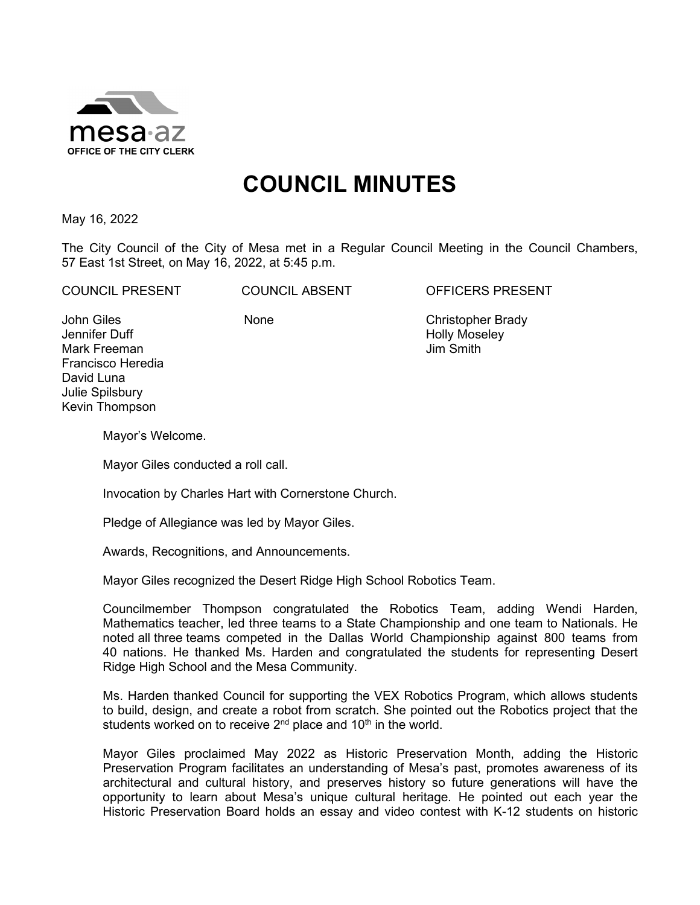mesa·az
OFFICE OF THE CITY CLERK

# COUNCIL MINUTES

May 16, 2022

The City Council of the City of Mesa met in a Regular Council Meeting in the Council Chambers, 57 East 1st Street, on May 16, 2022, at 5:45 p.m.

| COUNCIL PRESENT | COUNCIL ABSENT | OFFICERS PRESENT |
|---|---|---|
| John Giles | None | Christopher Brady |
| Jennifer Duff | | Holly Moseley |
| Mark Freeman | | Jim Smith |
| Francisco Heredia | | |
| David Luna | | |
| Julie Spilsbury | | |
| Kevin Thompson | | |

Mayor's Welcome.

Mayor Giles conducted a roll call.

Invocation by Charles Hart with Cornerstone Church.

Pledge of Allegiance was led by Mayor Giles.

Awards, Recognitions, and Announcements.

Mayor Giles recognized the Desert Ridge High School Robotics Team.

Councilmember Thompson congratulated the Robotics Team, adding Wendi Harden, Mathematics teacher, led three teams to a State Championship and one team to Nationals. He noted all three teams competed in the Dallas World Championship against 800 teams from 40 nations. He thanked Ms. Harden and congratulated the students for representing Desert Ridge High School and the Mesa Community.

Ms. Harden thanked Council for supporting the VEX Robotics Program, which allows students to build, design, and create a robot from scratch. She pointed out the Robotics project that the students worked on to receive 2nd place and 10th in the world.

Mayor Giles proclaimed May 2022 as Historic Preservation Month, adding the Historic Preservation Program facilitates an understanding of Mesa's past, promotes awareness of its architectural and cultural history, and preserves history so future generations will have the opportunity to learn about Mesa's unique cultural heritage. He pointed out each year the Historic Preservation Board holds an essay and video contest with K-12 students on historic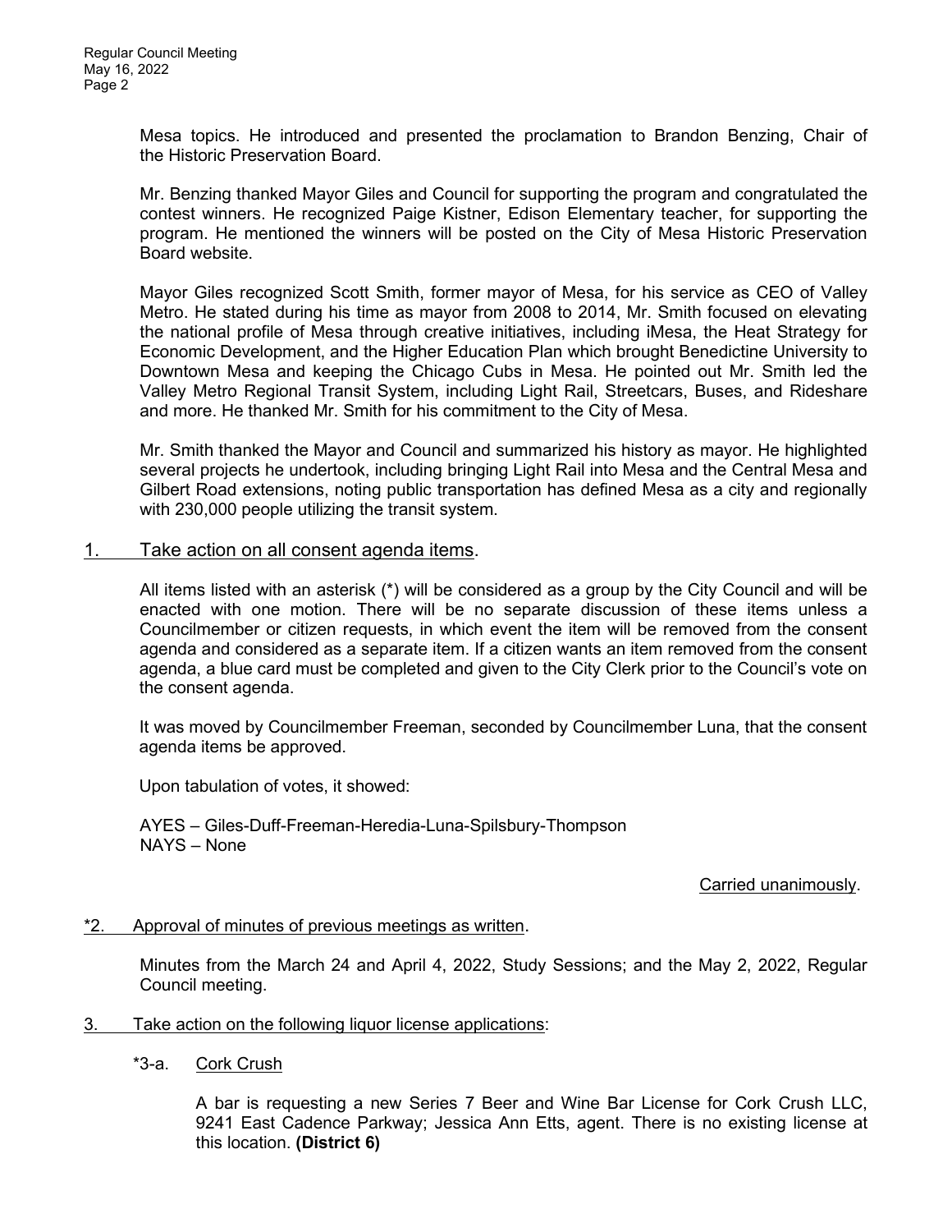Mesa topics. He introduced and presented the proclamation to Brandon Benzing, Chair of the Historic Preservation Board.

Mr. Benzing thanked Mayor Giles and Council for supporting the program and congratulated the contest winners. He recognized Paige Kistner, Edison Elementary teacher, for supporting the program. He mentioned the winners will be posted on the City of Mesa Historic Preservation Board website.

Mayor Giles recognized Scott Smith, former mayor of Mesa, for his service as CEO of Valley Metro. He stated during his time as mayor from 2008 to 2014, Mr. Smith focused on elevating the national profile of Mesa through creative initiatives, including iMesa, the Heat Strategy for Economic Development, and the Higher Education Plan which brought Benedictine University to Downtown Mesa and keeping the Chicago Cubs in Mesa. He pointed out Mr. Smith led the Valley Metro Regional Transit System, including Light Rail, Streetcars, Buses, and Rideshare and more. He thanked Mr. Smith for his commitment to the City of Mesa.

Mr. Smith thanked the Mayor and Council and summarized his history as mayor. He highlighted several projects he undertook, including bringing Light Rail into Mesa and the Central Mesa and Gilbert Road extensions, noting public transportation has defined Mesa as a city and regionally with 230,000 people utilizing the transit system.

1. <u>Take action on all consent agenda items</u>.

All items listed with an asterisk (*) will be considered as a group by the City Council and will be enacted with one motion. There will be no separate discussion of these items unless a Councilmember or citizen requests, in which event the item will be removed from the consent agenda and considered as a separate item. If a citizen wants an item removed from the consent agenda, a blue card must be completed and given to the City Clerk prior to the Council's vote on the consent agenda.

It was moved by Councilmember Freeman, seconded by Councilmember Luna, that the consent agenda items be approved.

Upon tabulation of votes, it showed:

AYES – Giles-Duff-Freeman-Heredia-Luna-Spilsbury-Thompson
NAYS – None

<u>Carried unanimously</u>.

<u>*2. Approval of minutes of previous meetings as written</u>.

Minutes from the March 24 and April 4, 2022, Study Sessions; and the May 2, 2022, Regular Council meeting.

3. <u>Take action on the following liquor license applications</u>:

*3-a. <u>Cork Crush</u>

A bar is requesting a new Series 7 Beer and Wine Bar License for Cork Crush LLC, 9241 East Cadence Parkway; Jessica Ann Etts, agent. There is no existing license at this location. **(District 6)**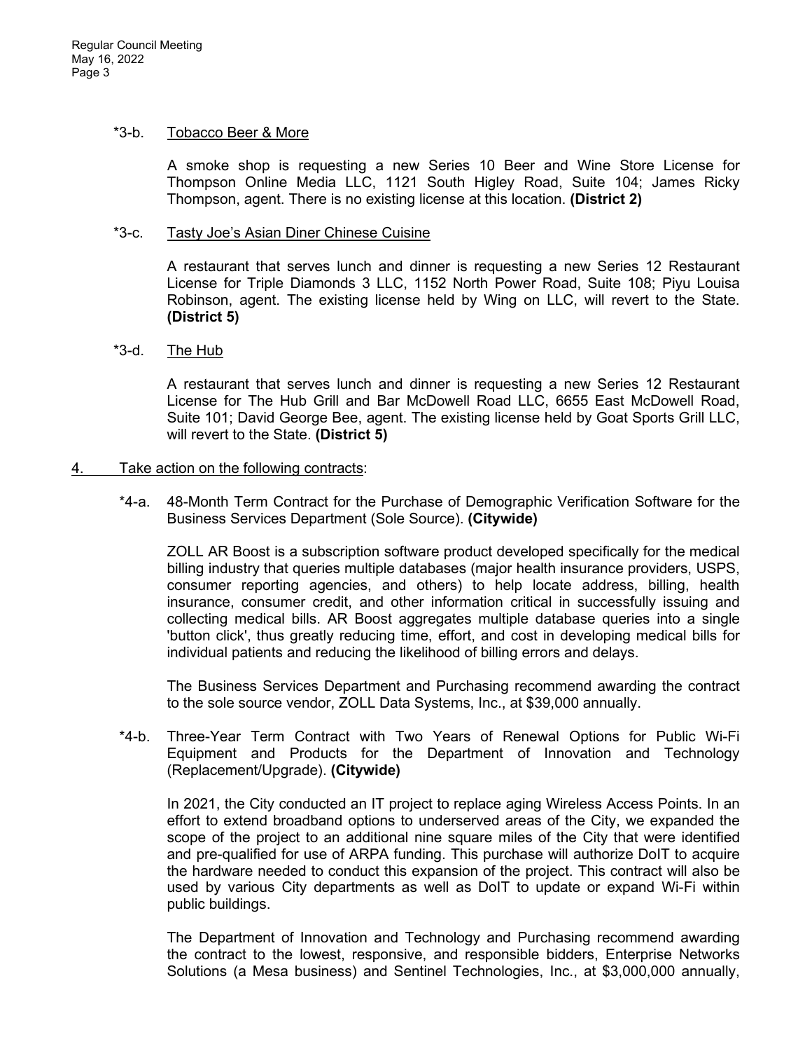*3-b. <u>Tobacco Beer & More</u>

A smoke shop is requesting a new Series 10 Beer and Wine Store License for Thompson Online Media LLC, 1121 South Higley Road, Suite 104; James Ricky Thompson, agent. There is no existing license at this location. **(District 2)**

*3-c. <u>Tasty Joe's Asian Diner Chinese Cuisine</u>

A restaurant that serves lunch and dinner is requesting a new Series 12 Restaurant License for Triple Diamonds 3 LLC, 1152 North Power Road, Suite 108; Piyu Louisa Robinson, agent. The existing license held by Wing on LLC, will revert to the State. **(District 5)**

*3-d. <u>The Hub</u>

A restaurant that serves lunch and dinner is requesting a new Series 12 Restaurant License for The Hub Grill and Bar McDowell Road LLC, 6655 East McDowell Road, Suite 101; David George Bee, agent. The existing license held by Goat Sports Grill LLC, will revert to the State. **(District 5)**

4. <u>Take action on the following contracts</u>:

*4-a. 48-Month Term Contract for the Purchase of Demographic Verification Software for the Business Services Department (Sole Source). **(Citywide)**

ZOLL AR Boost is a subscription software product developed specifically for the medical billing industry that queries multiple databases (major health insurance providers, USPS, consumer reporting agencies, and others) to help locate address, billing, health insurance, consumer credit, and other information critical in successfully issuing and collecting medical bills. AR Boost aggregates multiple database queries into a single 'button click', thus greatly reducing time, effort, and cost in developing medical bills for individual patients and reducing the likelihood of billing errors and delays.

The Business Services Department and Purchasing recommend awarding the contract to the sole source vendor, ZOLL Data Systems, Inc., at $39,000 annually.

*4-b. Three-Year Term Contract with Two Years of Renewal Options for Public Wi-Fi Equipment and Products for the Department of Innovation and Technology (Replacement/Upgrade). **(Citywide)**

In 2021, the City conducted an IT project to replace aging Wireless Access Points. In an effort to extend broadband options to underserved areas of the City, we expanded the scope of the project to an additional nine square miles of the City that were identified and pre-qualified for use of ARPA funding. This purchase will authorize DoIT to acquire the hardware needed to conduct this expansion of the project. This contract will also be used by various City departments as well as DoIT to update or expand Wi-Fi within public buildings.

The Department of Innovation and Technology and Purchasing recommend awarding the contract to the lowest, responsive, and responsible bidders, Enterprise Networks Solutions (a Mesa business) and Sentinel Technologies, Inc., at $3,000,000 annually,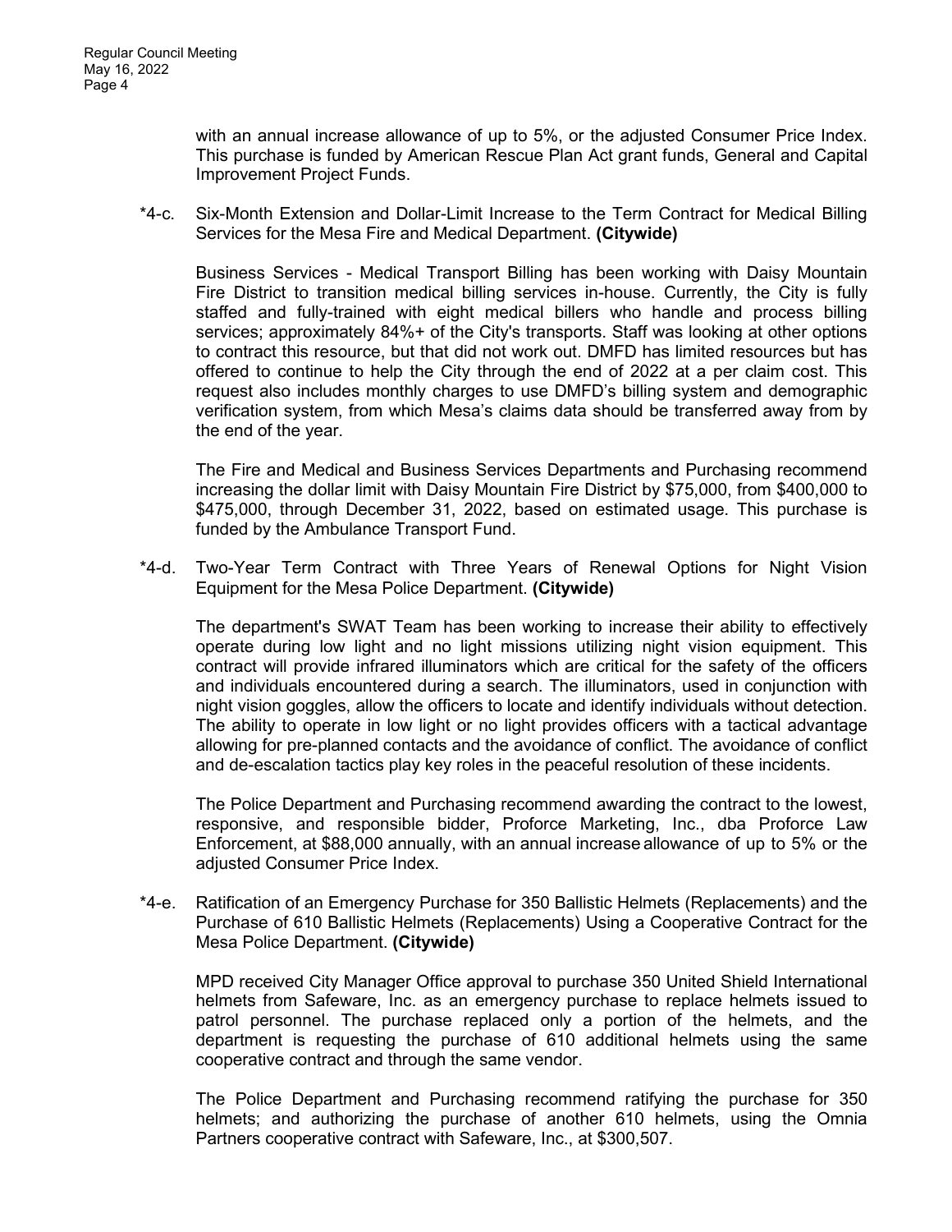with an annual increase allowance of up to 5%, or the adjusted Consumer Price Index. This purchase is funded by American Rescue Plan Act grant funds, General and Capital Improvement Project Funds.

*4-c. Six-Month Extension and Dollar-Limit Increase to the Term Contract for Medical Billing Services for the Mesa Fire and Medical Department. **(Citywide)**

Business Services - Medical Transport Billing has been working with Daisy Mountain Fire District to transition medical billing services in-house. Currently, the City is fully staffed and fully-trained with eight medical billers who handle and process billing services; approximately 84%+ of the City's transports. Staff was looking at other options to contract this resource, but that did not work out. DMFD has limited resources but has offered to continue to help the City through the end of 2022 at a per claim cost. This request also includes monthly charges to use DMFD's billing system and demographic verification system, from which Mesa's claims data should be transferred away from by the end of the year.

The Fire and Medical and Business Services Departments and Purchasing recommend increasing the dollar limit with Daisy Mountain Fire District by $75,000, from $400,000 to $475,000, through December 31, 2022, based on estimated usage. This purchase is funded by the Ambulance Transport Fund.

*4-d. Two-Year Term Contract with Three Years of Renewal Options for Night Vision Equipment for the Mesa Police Department. **(Citywide)**

The department's SWAT Team has been working to increase their ability to effectively operate during low light and no light missions utilizing night vision equipment. This contract will provide infrared illuminators which are critical for the safety of the officers and individuals encountered during a search. The illuminators, used in conjunction with night vision goggles, allow the officers to locate and identify individuals without detection. The ability to operate in low light or no light provides officers with a tactical advantage allowing for pre-planned contacts and the avoidance of conflict. The avoidance of conflict and de-escalation tactics play key roles in the peaceful resolution of these incidents.

The Police Department and Purchasing recommend awarding the contract to the lowest, responsive, and responsible bidder, Proforce Marketing, Inc., dba Proforce Law Enforcement, at $88,000 annually, with an annual increase allowance of up to 5% or the adjusted Consumer Price Index.

*4-e. Ratification of an Emergency Purchase for 350 Ballistic Helmets (Replacements) and the Purchase of 610 Ballistic Helmets (Replacements) Using a Cooperative Contract for the Mesa Police Department. **(Citywide)**

MPD received City Manager Office approval to purchase 350 United Shield International helmets from Safeware, Inc. as an emergency purchase to replace helmets issued to patrol personnel. The purchase replaced only a portion of the helmets, and the department is requesting the purchase of 610 additional helmets using the same cooperative contract and through the same vendor.

The Police Department and Purchasing recommend ratifying the purchase for 350 helmets; and authorizing the purchase of another 610 helmets, using the Omnia Partners cooperative contract with Safeware, Inc., at $300,507.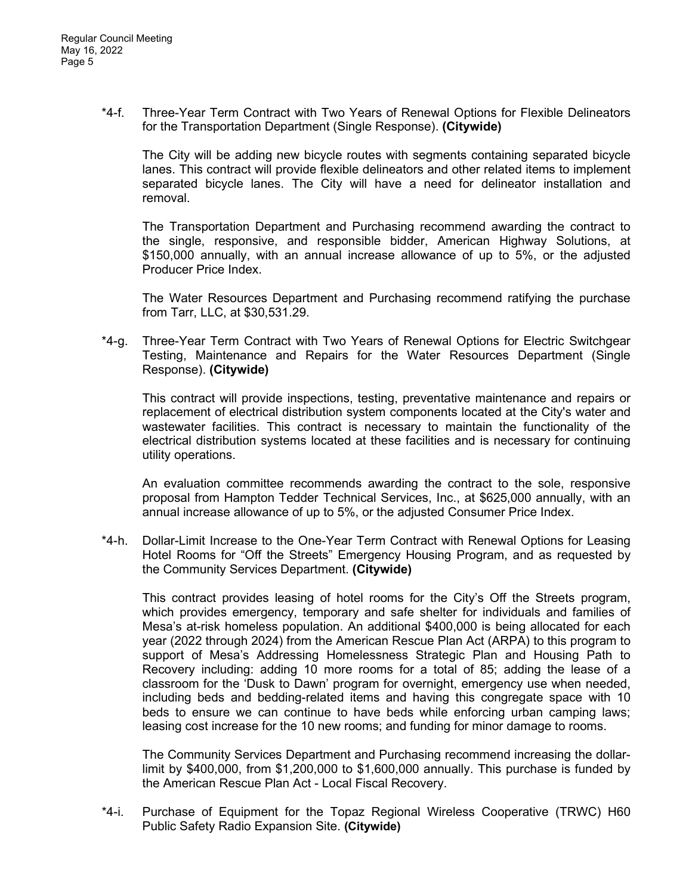*4-f. Three-Year Term Contract with Two Years of Renewal Options for Flexible Delineators for the Transportation Department (Single Response). **(Citywide)**

The City will be adding new bicycle routes with segments containing separated bicycle lanes. This contract will provide flexible delineators and other related items to implement separated bicycle lanes. The City will have a need for delineator installation and removal.

The Transportation Department and Purchasing recommend awarding the contract to the single, responsive, and responsible bidder, American Highway Solutions, at $150,000 annually, with an annual increase allowance of up to 5%, or the adjusted Producer Price Index.

The Water Resources Department and Purchasing recommend ratifying the purchase from Tarr, LLC, at $30,531.29.

*4-g. Three-Year Term Contract with Two Years of Renewal Options for Electric Switchgear Testing, Maintenance and Repairs for the Water Resources Department (Single Response). **(Citywide)**

This contract will provide inspections, testing, preventative maintenance and repairs or replacement of electrical distribution system components located at the City's water and wastewater facilities. This contract is necessary to maintain the functionality of the electrical distribution systems located at these facilities and is necessary for continuing utility operations.

An evaluation committee recommends awarding the contract to the sole, responsive proposal from Hampton Tedder Technical Services, Inc., at $625,000 annually, with an annual increase allowance of up to 5%, or the adjusted Consumer Price Index.

*4-h. Dollar-Limit Increase to the One-Year Term Contract with Renewal Options for Leasing Hotel Rooms for "Off the Streets" Emergency Housing Program, and as requested by the Community Services Department. **(Citywide)**

This contract provides leasing of hotel rooms for the City's Off the Streets program, which provides emergency, temporary and safe shelter for individuals and families of Mesa's at-risk homeless population. An additional $400,000 is being allocated for each year (2022 through 2024) from the American Rescue Plan Act (ARPA) to this program to support of Mesa's Addressing Homelessness Strategic Plan and Housing Path to Recovery including: adding 10 more rooms for a total of 85; adding the lease of a classroom for the 'Dusk to Dawn' program for overnight, emergency use when needed, including beds and bedding-related items and having this congregate space with 10 beds to ensure we can continue to have beds while enforcing urban camping laws; leasing cost increase for the 10 new rooms; and funding for minor damage to rooms.

The Community Services Department and Purchasing recommend increasing the dollar-limit by $400,000, from $1,200,000 to $1,600,000 annually. This purchase is funded by the American Rescue Plan Act - Local Fiscal Recovery.

*4-i. Purchase of Equipment for the Topaz Regional Wireless Cooperative (TRWC) H60 Public Safety Radio Expansion Site. **(Citywide)**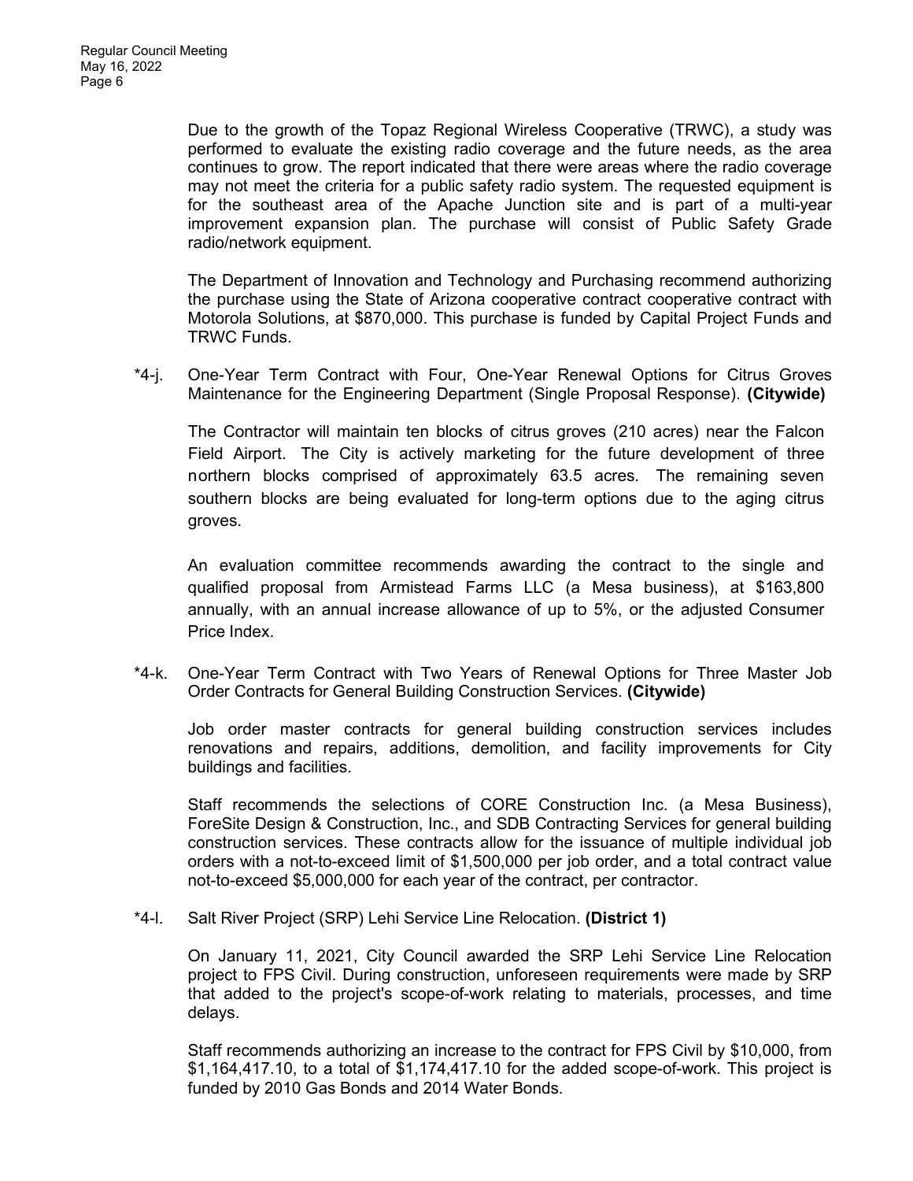Due to the growth of the Topaz Regional Wireless Cooperative (TRWC), a study was performed to evaluate the existing radio coverage and the future needs, as the area continues to grow. The report indicated that there were areas where the radio coverage may not meet the criteria for a public safety radio system. The requested equipment is for the southeast area of the Apache Junction site and is part of a multi-year improvement expansion plan. The purchase will consist of Public Safety Grade radio/network equipment.

The Department of Innovation and Technology and Purchasing recommend authorizing the purchase using the State of Arizona cooperative contract cooperative contract with Motorola Solutions, at $870,000. This purchase is funded by Capital Project Funds and TRWC Funds.

*4-j. One-Year Term Contract with Four, One-Year Renewal Options for Citrus Groves Maintenance for the Engineering Department (Single Proposal Response). **(Citywide)**

The Contractor will maintain ten blocks of citrus groves (210 acres) near the Falcon Field Airport. The City is actively marketing for the future development of three northern blocks comprised of approximately 63.5 acres. The remaining seven southern blocks are being evaluated for long-term options due to the aging citrus groves.

An evaluation committee recommends awarding the contract to the single and qualified proposal from Armistead Farms LLC (a Mesa business), at $163,800 annually, with an annual increase allowance of up to 5%, or the adjusted Consumer Price Index.

*4-k. One-Year Term Contract with Two Years of Renewal Options for Three Master Job Order Contracts for General Building Construction Services. **(Citywide)**

Job order master contracts for general building construction services includes renovations and repairs, additions, demolition, and facility improvements for City buildings and facilities.

Staff recommends the selections of CORE Construction Inc. (a Mesa Business), ForeSite Design & Construction, Inc., and SDB Contracting Services for general building construction services. These contracts allow for the issuance of multiple individual job orders with a not-to-exceed limit of $1,500,000 per job order, and a total contract value not-to-exceed $5,000,000 for each year of the contract, per contractor.

*4-l. Salt River Project (SRP) Lehi Service Line Relocation. **(District 1)**

On January 11, 2021, City Council awarded the SRP Lehi Service Line Relocation project to FPS Civil. During construction, unforeseen requirements were made by SRP that added to the project's scope-of-work relating to materials, processes, and time delays.

Staff recommends authorizing an increase to the contract for FPS Civil by $10,000, from $1,164,417.10, to a total of $1,174,417.10 for the added scope-of-work. This project is funded by 2010 Gas Bonds and 2014 Water Bonds.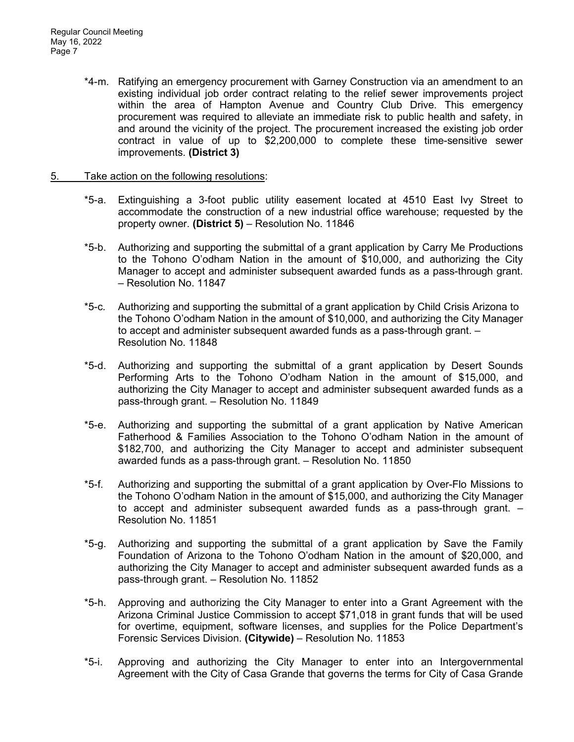*4-m. Ratifying an emergency procurement with Garney Construction via an amendment to an existing individual job order contract relating to the relief sewer improvements project within the area of Hampton Avenue and Country Club Drive. This emergency procurement was required to alleviate an immediate risk to public health and safety, in and around the vicinity of the project. The procurement increased the existing job order contract in value of up to $2,200,000 to complete these time-sensitive sewer improvements. **(District 3)**

5. Take action on the following resolutions:

*5-a. Extinguishing a 3-foot public utility easement located at 4510 East Ivy Street to accommodate the construction of a new industrial office warehouse; requested by the property owner. **(District 5)** – Resolution No. 11846

*5-b. Authorizing and supporting the submittal of a grant application by Carry Me Productions to the Tohono O'odham Nation in the amount of $10,000, and authorizing the City Manager to accept and administer subsequent awarded funds as a pass-through grant. – Resolution No. 11847

*5-c. Authorizing and supporting the submittal of a grant application by Child Crisis Arizona to the Tohono O'odham Nation in the amount of $10,000, and authorizing the City Manager to accept and administer subsequent awarded funds as a pass-through grant. – Resolution No. 11848

*5-d. Authorizing and supporting the submittal of a grant application by Desert Sounds Performing Arts to the Tohono O'odham Nation in the amount of $15,000, and authorizing the City Manager to accept and administer subsequent awarded funds as a pass-through grant. – Resolution No. 11849

*5-e. Authorizing and supporting the submittal of a grant application by Native American Fatherhood & Families Association to the Tohono O'odham Nation in the amount of $182,700, and authorizing the City Manager to accept and administer subsequent awarded funds as a pass-through grant. – Resolution No. 11850

*5-f. Authorizing and supporting the submittal of a grant application by Over-Flo Missions to the Tohono O'odham Nation in the amount of $15,000, and authorizing the City Manager to accept and administer subsequent awarded funds as a pass-through grant. – Resolution No. 11851

*5-g. Authorizing and supporting the submittal of a grant application by Save the Family Foundation of Arizona to the Tohono O'odham Nation in the amount of $20,000, and authorizing the City Manager to accept and administer subsequent awarded funds as a pass-through grant. – Resolution No. 11852

*5-h. Approving and authorizing the City Manager to enter into a Grant Agreement with the Arizona Criminal Justice Commission to accept $71,018 in grant funds that will be used for overtime, equipment, software licenses, and supplies for the Police Department's Forensic Services Division. **(Citywide)** – Resolution No. 11853

*5-i. Approving and authorizing the City Manager to enter into an Intergovernmental Agreement with the City of Casa Grande that governs the terms for City of Casa Grande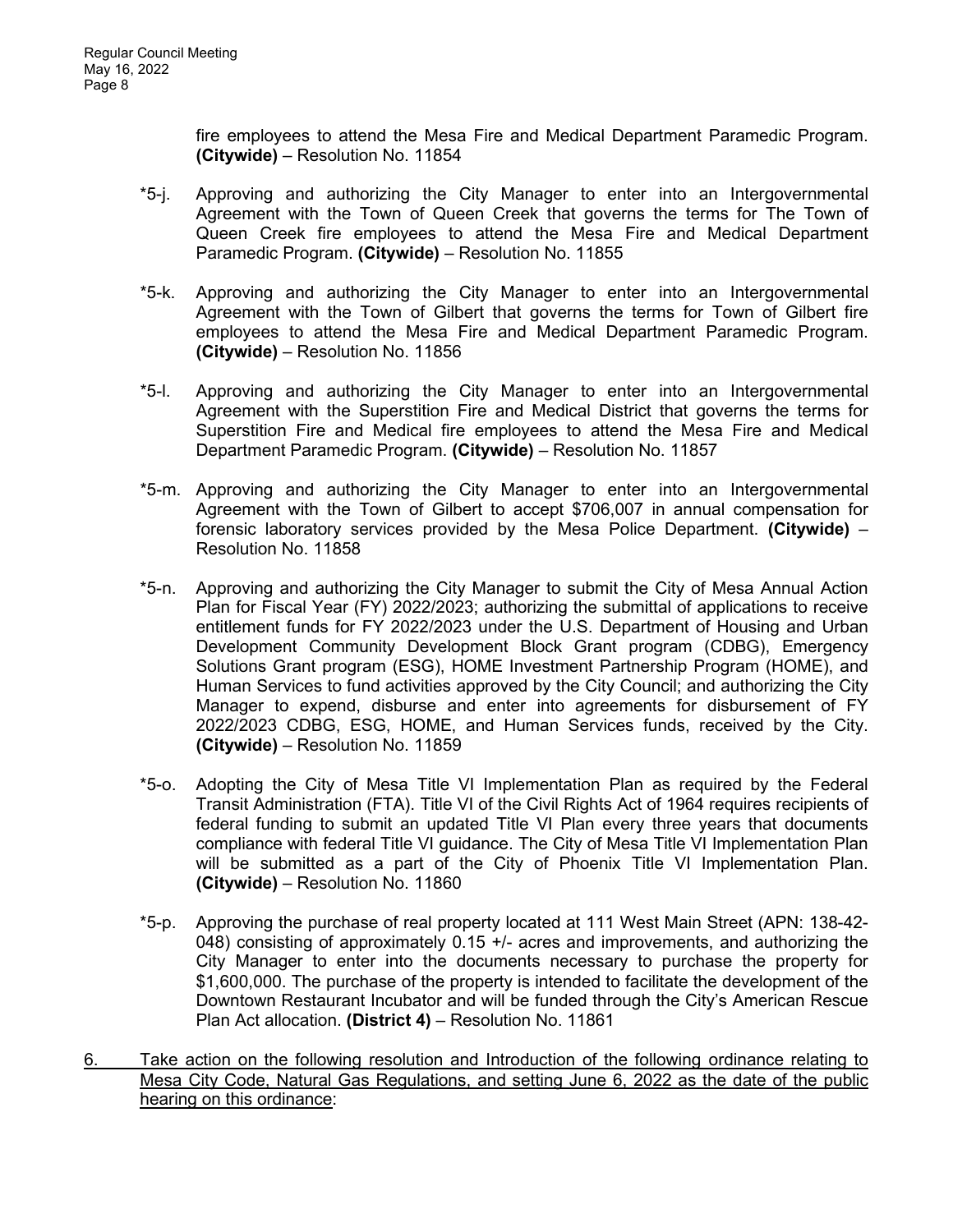fire employees to attend the Mesa Fire and Medical Department Paramedic Program. **(Citywide)** – Resolution No. 11854

*5-j. Approving and authorizing the City Manager to enter into an Intergovernmental Agreement with the Town of Queen Creek that governs the terms for The Town of Queen Creek fire employees to attend the Mesa Fire and Medical Department Paramedic Program. **(Citywide)** – Resolution No. 11855

*5-k. Approving and authorizing the City Manager to enter into an Intergovernmental Agreement with the Town of Gilbert that governs the terms for Town of Gilbert fire employees to attend the Mesa Fire and Medical Department Paramedic Program. **(Citywide)** – Resolution No. 11856

*5-l. Approving and authorizing the City Manager to enter into an Intergovernmental Agreement with the Superstition Fire and Medical District that governs the terms for Superstition Fire and Medical fire employees to attend the Mesa Fire and Medical Department Paramedic Program. **(Citywide)** – Resolution No. 11857

*5-m. Approving and authorizing the City Manager to enter into an Intergovernmental Agreement with the Town of Gilbert to accept $706,007 in annual compensation for forensic laboratory services provided by the Mesa Police Department. **(Citywide)** – Resolution No. 11858

*5-n. Approving and authorizing the City Manager to submit the City of Mesa Annual Action Plan for Fiscal Year (FY) 2022/2023; authorizing the submittal of applications to receive entitlement funds for FY 2022/2023 under the U.S. Department of Housing and Urban Development Community Development Block Grant program (CDBG), Emergency Solutions Grant program (ESG), HOME Investment Partnership Program (HOME), and Human Services to fund activities approved by the City Council; and authorizing the City Manager to expend, disburse and enter into agreements for disbursement of FY 2022/2023 CDBG, ESG, HOME, and Human Services funds, received by the City. **(Citywide)** – Resolution No. 11859

*5-o. Adopting the City of Mesa Title VI Implementation Plan as required by the Federal Transit Administration (FTA). Title VI of the Civil Rights Act of 1964 requires recipients of federal funding to submit an updated Title VI Plan every three years that documents compliance with federal Title VI guidance. The City of Mesa Title VI Implementation Plan will be submitted as a part of the City of Phoenix Title VI Implementation Plan. **(Citywide)** – Resolution No. 11860

*5-p. Approving the purchase of real property located at 111 West Main Street (APN: 138-42-048) consisting of approximately 0.15 +/- acres and improvements, and authorizing the City Manager to enter into the documents necessary to purchase the property for $1,600,000. The purchase of the property is intended to facilitate the development of the Downtown Restaurant Incubator and will be funded through the City's American Rescue Plan Act allocation. **(District 4)** – Resolution No. 11861

6. <u>Take action on the following resolution and Introduction of the following ordinance relating to Mesa City Code, Natural Gas Regulations, and setting June 6, 2022 as the date of the public hearing on this ordinance</u>: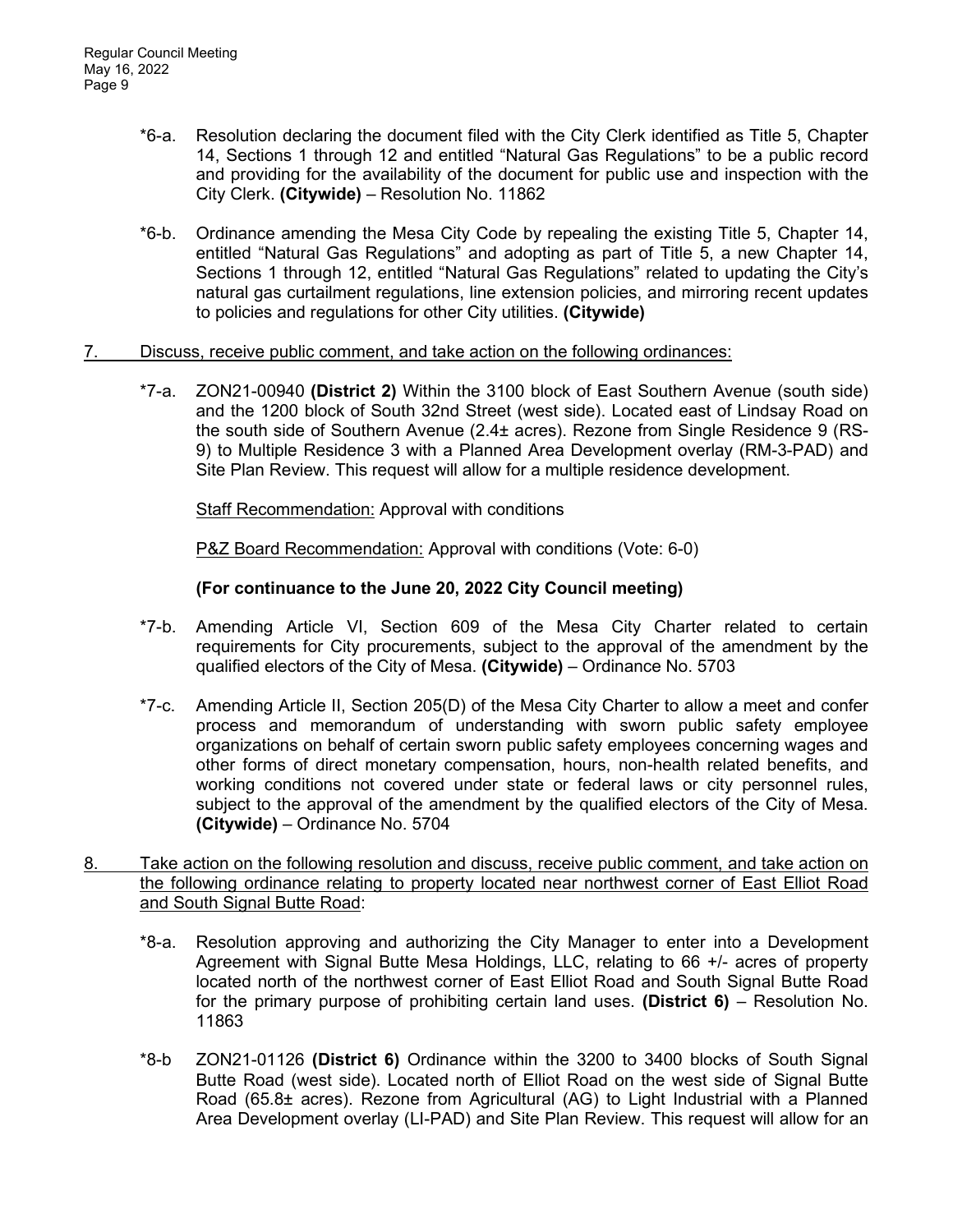*6-a. Resolution declaring the document filed with the City Clerk identified as Title 5, Chapter 14, Sections 1 through 12 and entitled "Natural Gas Regulations" to be a public record and providing for the availability of the document for public use and inspection with the City Clerk. **(Citywide)** – Resolution No. 11862

*6-b. Ordinance amending the Mesa City Code by repealing the existing Title 5, Chapter 14, entitled "Natural Gas Regulations" and adopting as part of Title 5, a new Chapter 14, Sections 1 through 12, entitled "Natural Gas Regulations" related to updating the City's natural gas curtailment regulations, line extension policies, and mirroring recent updates to policies and regulations for other City utilities. **(Citywide)**

7. <u>Discuss, receive public comment, and take action on the following ordinances:</u>

*7-a. ZON21-00940 **(District 2)** Within the 3100 block of East Southern Avenue (south side) and the 1200 block of South 32nd Street (west side). Located east of Lindsay Road on the south side of Southern Avenue (2.4± acres). Rezone from Single Residence 9 (RS-9) to Multiple Residence 3 with a Planned Area Development overlay (RM-3-PAD) and Site Plan Review. This request will allow for a multiple residence development.

<u>Staff Recommendation:</u> Approval with conditions

<u>P&Z Board Recommendation:</u> Approval with conditions (Vote: 6-0)

**(For continuance to the June 20, 2022 City Council meeting)**

*7-b. Amending Article VI, Section 609 of the Mesa City Charter related to certain requirements for City procurements, subject to the approval of the amendment by the qualified electors of the City of Mesa. **(Citywide)** – Ordinance No. 5703

*7-c. Amending Article II, Section 205(D) of the Mesa City Charter to allow a meet and confer process and memorandum of understanding with sworn public safety employee organizations on behalf of certain sworn public safety employees concerning wages and other forms of direct monetary compensation, hours, non-health related benefits, and working conditions not covered under state or federal laws or city personnel rules, subject to the approval of the amendment by the qualified electors of the City of Mesa. **(Citywide)** – Ordinance No. 5704

8. <u>Take action on the following resolution and discuss, receive public comment, and take action on the following ordinance relating to property located near northwest corner of East Elliot Road and South Signal Butte Road:</u>

*8-a. Resolution approving and authorizing the City Manager to enter into a Development Agreement with Signal Butte Mesa Holdings, LLC, relating to 66 +/- acres of property located north of the northwest corner of East Elliot Road and South Signal Butte Road for the primary purpose of prohibiting certain land uses. **(District 6)** – Resolution No. 11863

*8-b ZON21-01126 **(District 6)** Ordinance within the 3200 to 3400 blocks of South Signal Butte Road (west side). Located north of Elliot Road on the west side of Signal Butte Road (65.8± acres). Rezone from Agricultural (AG) to Light Industrial with a Planned Area Development overlay (LI-PAD) and Site Plan Review. This request will allow for an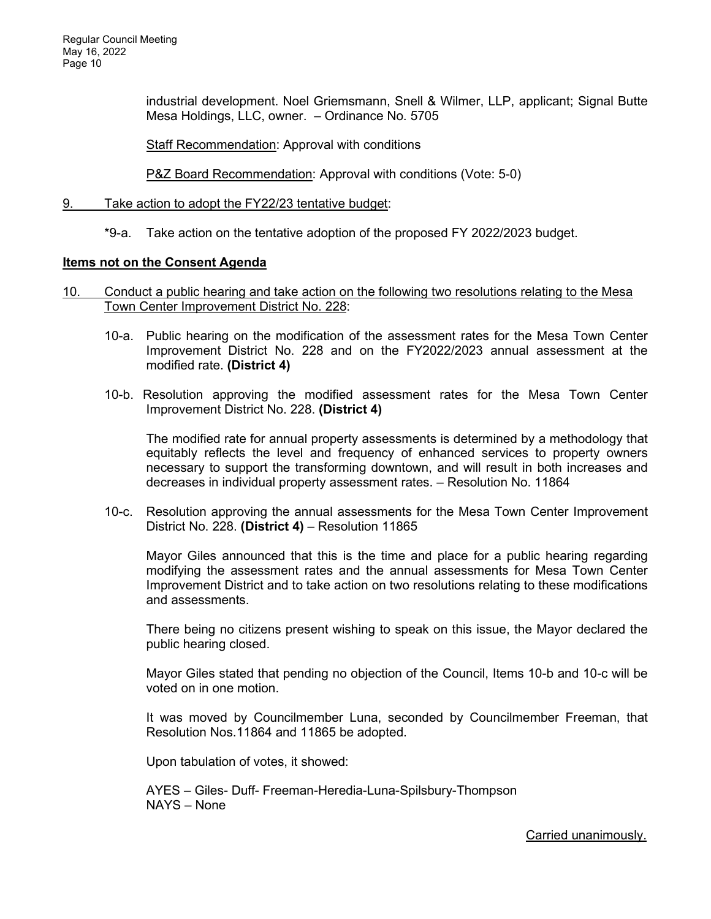industrial development. Noel Griemsmann, Snell & Wilmer, LLP, applicant; Signal Butte Mesa Holdings, LLC, owner. – Ordinance No. 5705

Staff Recommendation: Approval with conditions

P&Z Board Recommendation: Approval with conditions (Vote: 5-0)

9. Take action to adopt the FY22/23 tentative budget:

*9-a. Take action on the tentative adoption of the proposed FY 2022/2023 budget.

**Items not on the Consent Agenda**

10. Conduct a public hearing and take action on the following two resolutions relating to the Mesa Town Center Improvement District No. 228:

10-a. Public hearing on the modification of the assessment rates for the Mesa Town Center Improvement District No. 228 and on the FY2022/2023 annual assessment at the modified rate. **(District 4)**

10-b. Resolution approving the modified assessment rates for the Mesa Town Center Improvement District No. 228. **(District 4)**

The modified rate for annual property assessments is determined by a methodology that equitably reflects the level and frequency of enhanced services to property owners necessary to support the transforming downtown, and will result in both increases and decreases in individual property assessment rates. – Resolution No. 11864

10-c. Resolution approving the annual assessments for the Mesa Town Center Improvement District No. 228. **(District 4)** – Resolution 11865

Mayor Giles announced that this is the time and place for a public hearing regarding modifying the assessment rates and the annual assessments for Mesa Town Center Improvement District and to take action on two resolutions relating to these modifications and assessments.

There being no citizens present wishing to speak on this issue, the Mayor declared the public hearing closed.

Mayor Giles stated that pending no objection of the Council, Items 10-b and 10-c will be voted on in one motion.

It was moved by Councilmember Luna, seconded by Councilmember Freeman, that Resolution Nos.11864 and 11865 be adopted.

Upon tabulation of votes, it showed:

AYES – Giles- Duff- Freeman-Heredia-Luna-Spilsbury-Thompson
NAYS – None

Carried unanimously.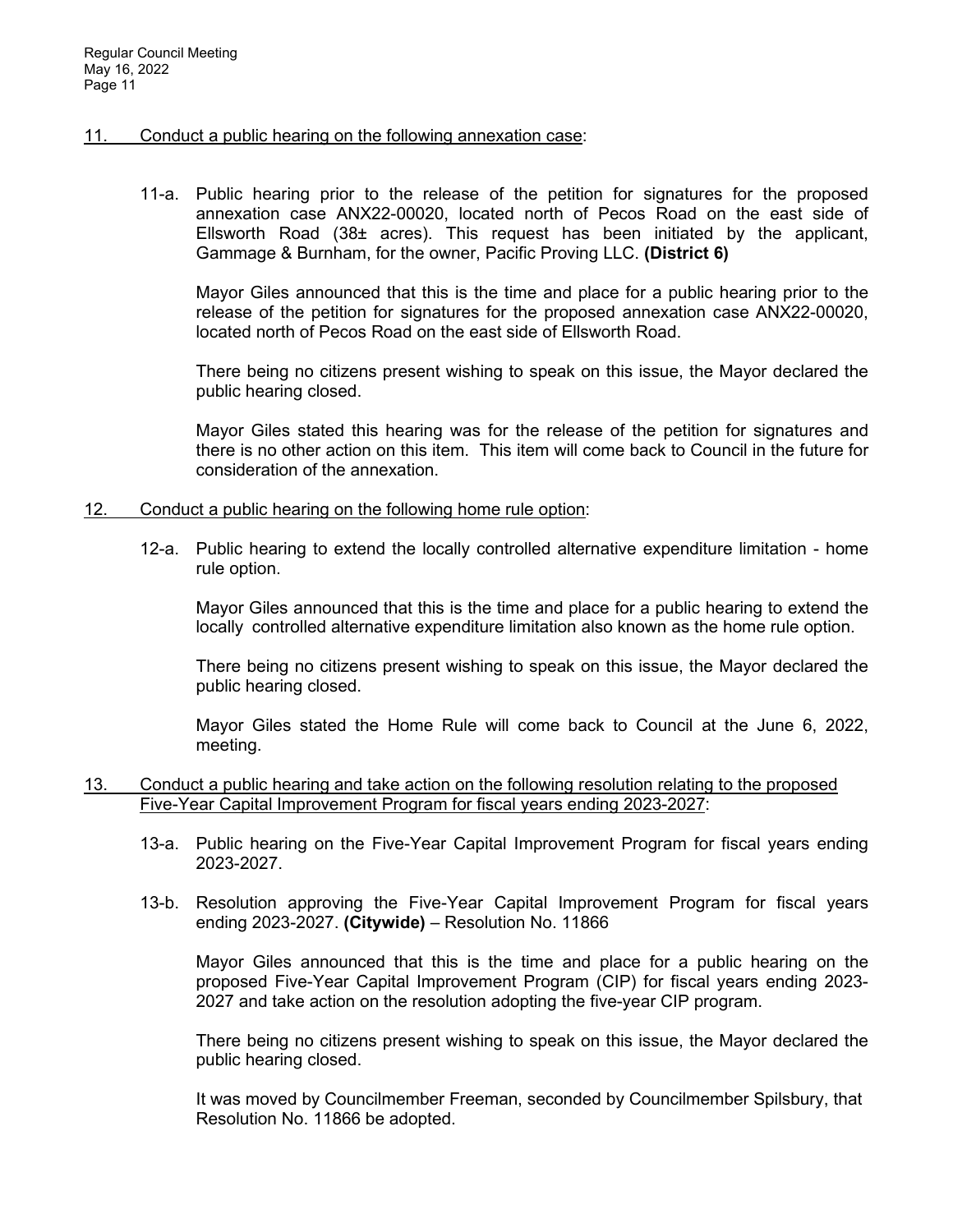11. <u>Conduct a public hearing on the following annexation case</u>:

11-a. Public hearing prior to the release of the petition for signatures for the proposed annexation case ANX22-00020, located north of Pecos Road on the east side of Ellsworth Road (38± acres). This request has been initiated by the applicant, Gammage & Burnham, for the owner, Pacific Proving LLC. **(District 6)**

Mayor Giles announced that this is the time and place for a public hearing prior to the release of the petition for signatures for the proposed annexation case ANX22-00020, located north of Pecos Road on the east side of Ellsworth Road.

There being no citizens present wishing to speak on this issue, the Mayor declared the public hearing closed.

Mayor Giles stated this hearing was for the release of the petition for signatures and there is no other action on this item. This item will come back to Council in the future for consideration of the annexation.

12. <u>Conduct a public hearing on the following home rule option</u>:

12-a. Public hearing to extend the locally controlled alternative expenditure limitation - home rule option.

Mayor Giles announced that this is the time and place for a public hearing to extend the locally controlled alternative expenditure limitation also known as the home rule option.

There being no citizens present wishing to speak on this issue, the Mayor declared the public hearing closed.

Mayor Giles stated the Home Rule will come back to Council at the June 6, 2022, meeting.

13. <u>Conduct a public hearing and take action on the following resolution relating to the proposed Five-Year Capital Improvement Program for fiscal years ending 2023-2027</u>:

13-a. Public hearing on the Five-Year Capital Improvement Program for fiscal years ending 2023-2027.

13-b. Resolution approving the Five-Year Capital Improvement Program for fiscal years ending 2023-2027. **(Citywide)** – Resolution No. 11866

Mayor Giles announced that this is the time and place for a public hearing on the proposed Five-Year Capital Improvement Program (CIP) for fiscal years ending 2023-2027 and take action on the resolution adopting the five-year CIP program.

There being no citizens present wishing to speak on this issue, the Mayor declared the public hearing closed.

It was moved by Councilmember Freeman, seconded by Councilmember Spilsbury, that Resolution No. 11866 be adopted.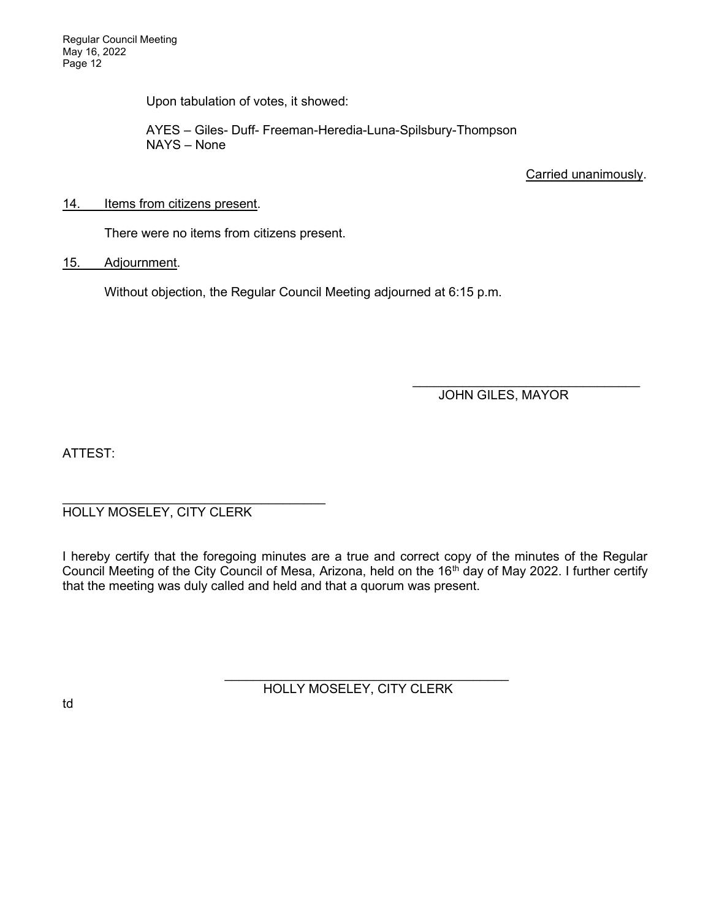Upon tabulation of votes, it showed:

AYES – Giles- Duff- Freeman-Heredia-Luna-Spilsbury-Thompson
NAYS – None

Carried unanimously.

14. Items from citizens present.

There were no items from citizens present.

15. Adjournment.

Without objection, the Regular Council Meeting adjourned at 6:15 p.m.

\_\_\_\_\_\_\_\_\_\_\_\_\_\_\_\_\_\_\_\_\_\_\_\_\_\_\_\_\_\_\_\_
JOHN GILES, MAYOR

ATTEST:

\_\_\_\_\_\_\_\_\_\_\_\_\_\_\_\_\_\_\_\_\_\_\_\_\_\_\_\_\_\_\_\_\_\_\_\_\_\_
HOLLY MOSELEY, CITY CLERK

I hereby certify that the foregoing minutes are a true and correct copy of the minutes of the Regular Council Meeting of the City Council of Mesa, Arizona, held on the 16th day of May 2022. I further certify that the meeting was duly called and held and that a quorum was present.

\_\_\_\_\_\_\_\_\_\_\_\_\_\_\_\_\_\_\_\_\_\_\_\_\_\_\_\_\_\_\_\_\_\_\_\_\_\_\_\_
HOLLY MOSELEY, CITY CLERK

td